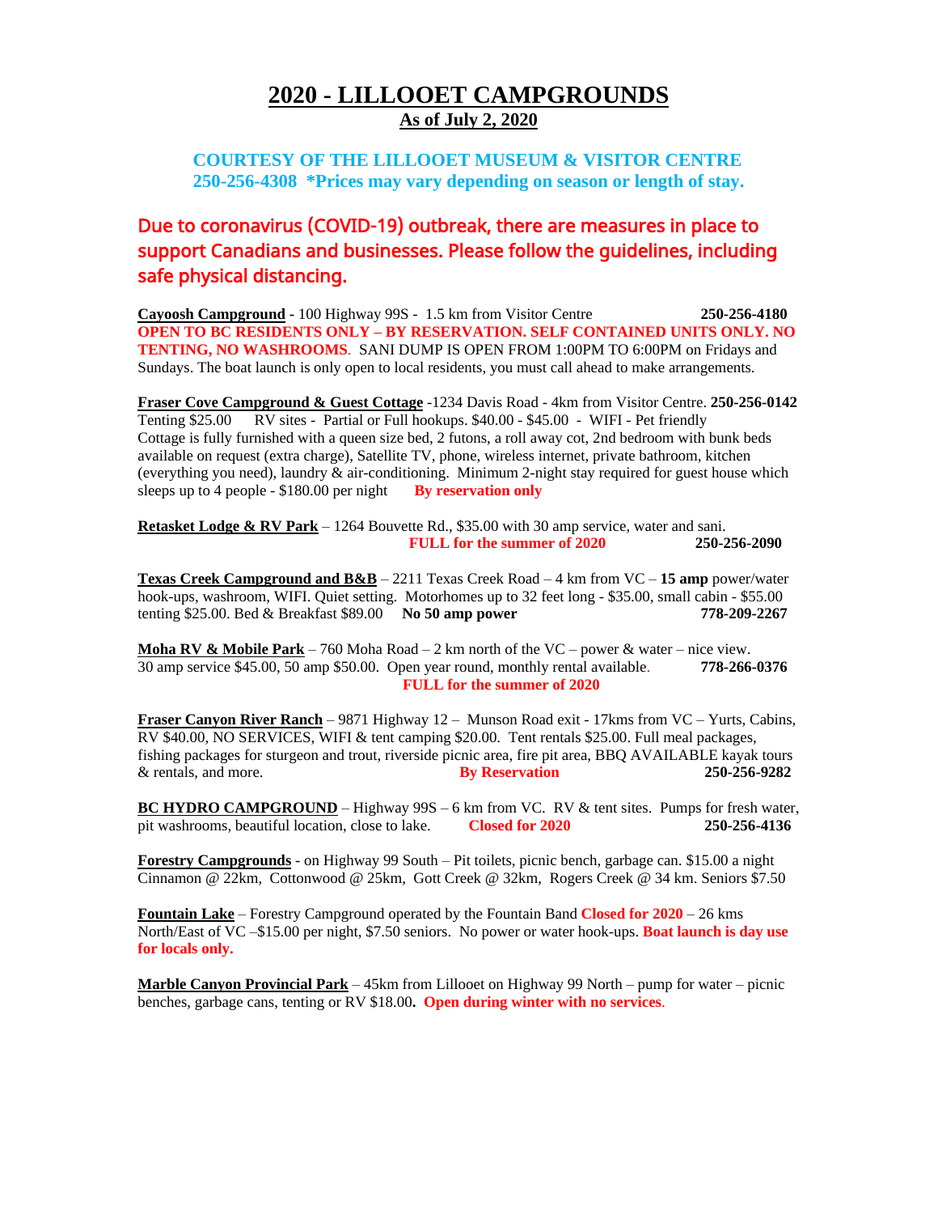# 2020 - LILLOOET CAMPGROUNDS

## As of July 2, 2020

**COURTESY OF THE LILLOOET MUSEUM & VISITOR CENTRE**
**250-256-4308 \*Prices may vary depending on season or length of stay.**

Due to coronavirus (COVID-19) outbreak, there are measures in place to support Canadians and businesses. Please follow the guidelines, including safe physical distancing.

**Cayoosh Campground** - 100 Highway 99S - 1.5 km from Visitor Centre **250-256-4180**
**OPEN TO BC RESIDENTS ONLY – BY RESERVATION. SELF CONTAINED UNITS ONLY. NO TENTING, NO WASHROOMS**. SANI DUMP IS OPEN FROM 1:00PM TO 6:00PM on Fridays and Sundays. The boat launch is only open to local residents, you must call ahead to make arrangements.

**Fraser Cove Campground & Guest Cottage** -1234 Davis Road - 4km from Visitor Centre. **250-256-0142**
Tenting $25.00 RV sites - Partial or Full hookups. $40.00 - $45.00 - WIFI - Pet friendly
Cottage is fully furnished with a queen size bed, 2 futons, a roll away cot, 2nd bedroom with bunk beds available on request (extra charge), Satellite TV, phone, wireless internet, private bathroom, kitchen (everything you need), laundry & air-conditioning. Minimum 2-night stay required for guest house which sleeps up to 4 people - $180.00 per night **By reservation only**

**Retasket Lodge & RV Park** – 1264 Bouvette Rd., $35.00 with 30 amp service, water and sani.
**FULL for the summer of 2020** **250-256-2090**

**Texas Creek Campground and B&B** – 2211 Texas Creek Road – 4 km from VC – **15 amp** power/water hook-ups, washroom, WIFI. Quiet setting. Motorhomes up to 32 feet long - $35.00, small cabin - $55.00 tenting $25.00. Bed & Breakfast $89.00 **No 50 amp power** **778-209-2267**

**Moha RV & Mobile Park** – 760 Moha Road – 2 km north of the VC – power & water – nice view.
30 amp service $45.00, 50 amp $50.00. Open year round, monthly rental available. **778-266-0376**
**FULL for the summer of 2020**

**Fraser Canyon River Ranch** – 9871 Highway 12 – Munson Road exit - 17kms from VC – Yurts, Cabins, RV $40.00, NO SERVICES, WIFI & tent camping $20.00. Tent rentals $25.00. Full meal packages, fishing packages for sturgeon and trout, riverside picnic area, fire pit area, BBQ AVAILABLE kayak tours & rentals, and more. **By Reservation** **250-256-9282**

**BC HYDRO CAMPGROUND** – Highway 99S – 6 km from VC. RV & tent sites. Pumps for fresh water, pit washrooms, beautiful location, close to lake. **Closed for 2020** **250-256-4136**

**Forestry Campgrounds** - on Highway 99 South – Pit toilets, picnic bench, garbage can. $15.00 a night
Cinnamon @ 22km, Cottonwood @ 25km, Gott Creek @ 32km, Rogers Creek @ 34 km. Seniors $7.50

**Fountain Lake** – Forestry Campground operated by the Fountain Band **Closed for 2020** – 26 kms North/East of VC –$15.00 per night, $7.50 seniors. No power or water hook-ups. **Boat launch is day use for locals only.**

**Marble Canyon Provincial Park** – 45km from Lillooet on Highway 99 North – pump for water – picnic benches, garbage cans, tenting or RV $18.00**. Open during winter with no services**.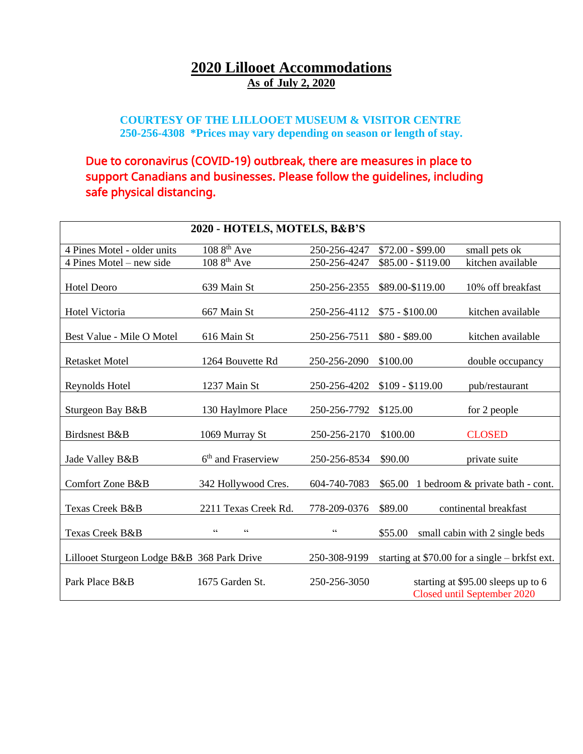# 2020 Lillooet Accommodations

**As of July 2, 2020**

**COURTESY OF THE LILLOOET MUSEUM & VISITOR CENTRE**
**250-256-4308 \*Prices may vary depending on season or length of stay.**

Due to coronavirus (COVID-19) outbreak, there are measures in place to support Canadians and businesses. Please follow the guidelines, including safe physical distancing.

| 2020 - HOTELS, MOTELS, B&B'S | | | | |
|---|---|---|---|---|
| 4 Pines Motel - older units | 108 8th Ave | 250-256-4247 | $72.00 - $99.00 | small pets ok |
| 4 Pines Motel – new side | 108 8th Ave | 250-256-4247 | $85.00 - $119.00 | kitchen available |
| Hotel Deoro | 639 Main St | 250-256-2355 | $89.00-$119.00 | 10% off breakfast |
| Hotel Victoria | 667 Main St | 250-256-4112 | $75 - $100.00 | kitchen available |
| Best Value - Mile O Motel | 616 Main St | 250-256-7511 | $80 - $89.00 | kitchen available |
| Retasket Motel | 1264 Bouvette Rd | 250-256-2090 | $100.00 | double occupancy |
| Reynolds Hotel | 1237 Main St | 250-256-4202 | $109 - $119.00 | pub/restaurant |
| Sturgeon Bay B&B | 130 Haylmore Place | 250-256-7792 | $125.00 | for 2 people |
| Birdsnest B&B | 1069 Murray St | 250-256-2170 | $100.00 | CLOSED |
| Jade Valley B&B | 6th and Fraserview | 250-256-8534 | $90.00 | private suite |
| Comfort Zone B&B | 342 Hollywood Cres. | 604-740-7083 | $65.00 | 1 bedroom & private bath - cont. |
| Texas Creek B&B | 2211 Texas Creek Rd. | 778-209-0376 | $89.00 | continental breakfast |
| Texas Creek B&B | " " | " | $55.00 | small cabin with 2 single beds |
| Lillooet Sturgeon Lodge B&B | 368 Park Drive | 250-308-9199 | starting at $70.00 for a single – brkfst ext. | |
| Park Place B&B | 1675 Garden St. | 250-256-3050 | | starting at $95.00 sleeps up to 6 Closed until September 2020 |